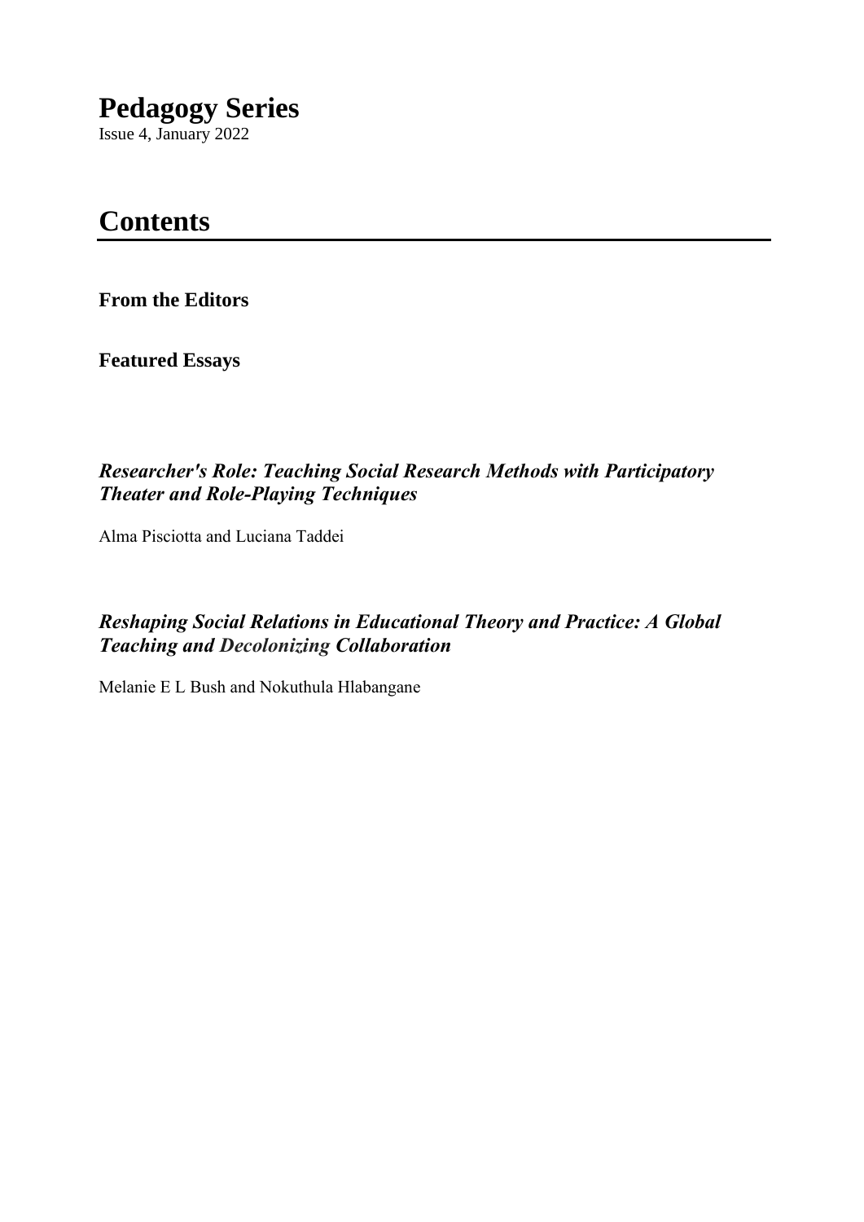# Pedagogy Series

Issue 4, January 2022

## Contents

**From the Editors**

**Featured Essays**

### *Researcher's Role: Teaching Social Research Methods with Participatory Theater and Role-Playing Techniques*

Alma Pisciotta and Luciana Taddei

### *Reshaping Social Relations in Educational Theory and Practice: A Global Teaching and Decolonizing Collaboration*

Melanie E L Bush and Nokuthula Hlabangane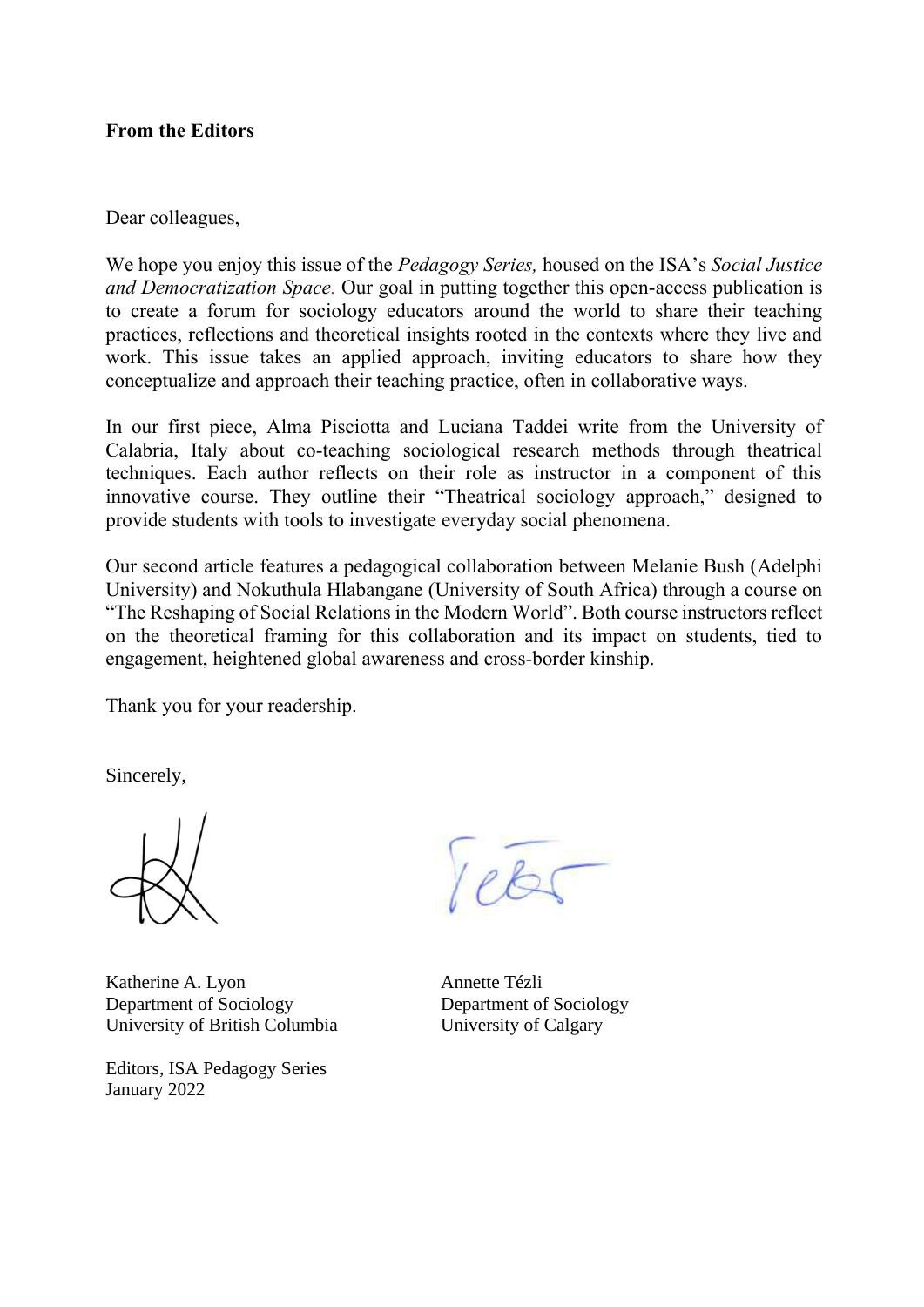**From the Editors**

Dear colleagues,

We hope you enjoy this issue of the *Pedagogy Series,* housed on the ISA's *Social Justice and Democratization Space.* Our goal in putting together this open-access publication is to create a forum for sociology educators around the world to share their teaching practices, reflections and theoretical insights rooted in the contexts where they live and work. This issue takes an applied approach, inviting educators to share how they conceptualize and approach their teaching practice, often in collaborative ways.

In our first piece, Alma Pisciotta and Luciana Taddei write from the University of Calabria, Italy about co-teaching sociological research methods through theatrical techniques. Each author reflects on their role as instructor in a component of this innovative course. They outline their "Theatrical sociology approach," designed to provide students with tools to investigate everyday social phenomena.

Our second article features a pedagogical collaboration between Melanie Bush (Adelphi University) and Nokuthula Hlabangane (University of South Africa) through a course on "The Reshaping of Social Relations in the Modern World". Both course instructors reflect on the theoretical framing for this collaboration and its impact on students, tied to engagement, heightened global awareness and cross-border kinship.

Thank you for your readership.

Sincerely,

Katherine A. Lyon
Department of Sociology
University of British Columbia

Annette Tézli
Department of Sociology
University of Calgary

Editors, ISA Pedagogy Series
January 2022